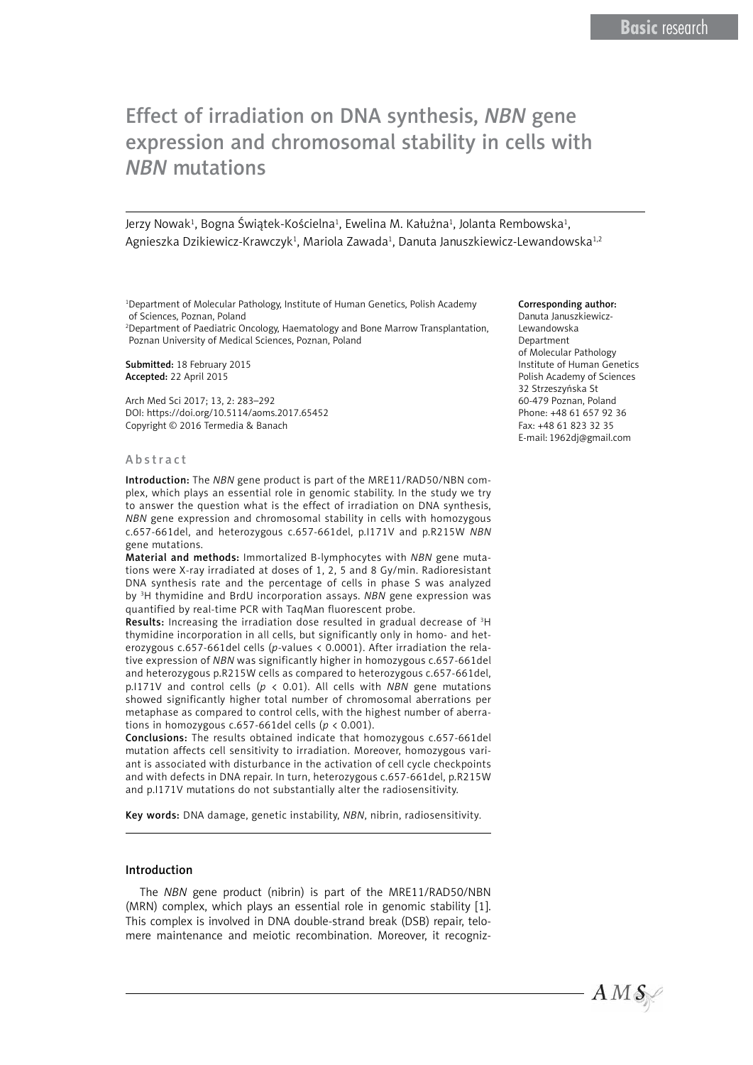Basic research

# Effect of irradiation on DNA synthesis, *NBN* gene expression and chromosomal stability in cells with *NBN* mutations

Jerzy Nowak[1], Bogna Świątek-Kościelna[1], Ewelina M. Kałużna[1], Jolanta Rembowska[1], Agnieszka Dzikiewicz-Krawczyk[1], Mariola Zawada[1], Danuta Januszkiewicz-Lewandowska[1,2]

[1]Department of Molecular Pathology, Institute of Human Genetics, Polish Academy of Sciences, Poznan, Poland
[2]Department of Paediatric Oncology, Haematology and Bone Marrow Transplantation, Poznan University of Medical Sciences, Poznan, Poland

**Submitted:** 18 February 2015
**Accepted:** 22 April 2015

Arch Med Sci 2017; 13, 2: 283–292
DOI: https://doi.org/10.5114/aoms.2017.65452
Copyright © 2016 Termedia & Banach

**Corresponding author:**
Danuta Januszkiewicz-Lewandowska
Department of Molecular Pathology
Institute of Human Genetics
Polish Academy of Sciences
32 Strzeszyńska St
60-479 Poznan, Poland
Phone: +48 61 657 92 36
Fax: +48 61 823 32 35
E-mail: 1962dj@gmail.com

## Abstract

**Introduction:** The *NBN* gene product is part of the MRE11/RAD50/NBN complex, which plays an essential role in genomic stability. In the study we try to answer the question what is the effect of irradiation on DNA synthesis, *NBN* gene expression and chromosomal stability in cells with homozygous c.657-661del, and heterozygous c.657-661del, p.I171V and p.R215W *NBN* gene mutations.

**Material and methods:** Immortalized B-lymphocytes with *NBN* gene mutations were X-ray irradiated at doses of 1, 2, 5 and 8 Gy/min. Radioresistant DNA synthesis rate and the percentage of cells in phase S was analyzed by $^{3}$H thymidine and BrdU incorporation assays. *NBN* gene expression was quantified by real-time PCR with TaqMan fluorescent probe.

**Results:** Increasing the irradiation dose resulted in gradual decrease of $^{3}$H thymidine incorporation in all cells, but significantly only in homo- and heterozygous c.657-661del cells (*p*-values < 0.0001). After irradiation the relative expression of *NBN* was significantly higher in homozygous c.657-661del and heterozygous p.R215W cells as compared to heterozygous c.657-661del, p.I171V and control cells ($p$ < 0.01). All cells with *NBN* gene mutations showed significantly higher total number of chromosomal aberrations per metaphase as compared to control cells, with the highest number of aberrations in homozygous c.657-661del cells ($p$ < 0.001).

**Conclusions:** The results obtained indicate that homozygous c.657-661del mutation affects cell sensitivity to irradiation. Moreover, homozygous variant is associated with disturbance in the activation of cell cycle checkpoints and with defects in DNA repair. In turn, heterozygous c.657-661del, p.R215W and p.I171V mutations do not substantially alter the radiosensitivity.

**Key words:** DNA damage, genetic instability, *NBN*, nibrin, radiosensitivity.

## Introduction

The *NBN* gene product (nibrin) is part of the MRE11/RAD50/NBN (MRN) complex, which plays an essential role in genomic stability [1]. This complex is involved in DNA double-strand break (DSB) repair, telomere maintenance and meiotic recombination. Moreover, it recogniz-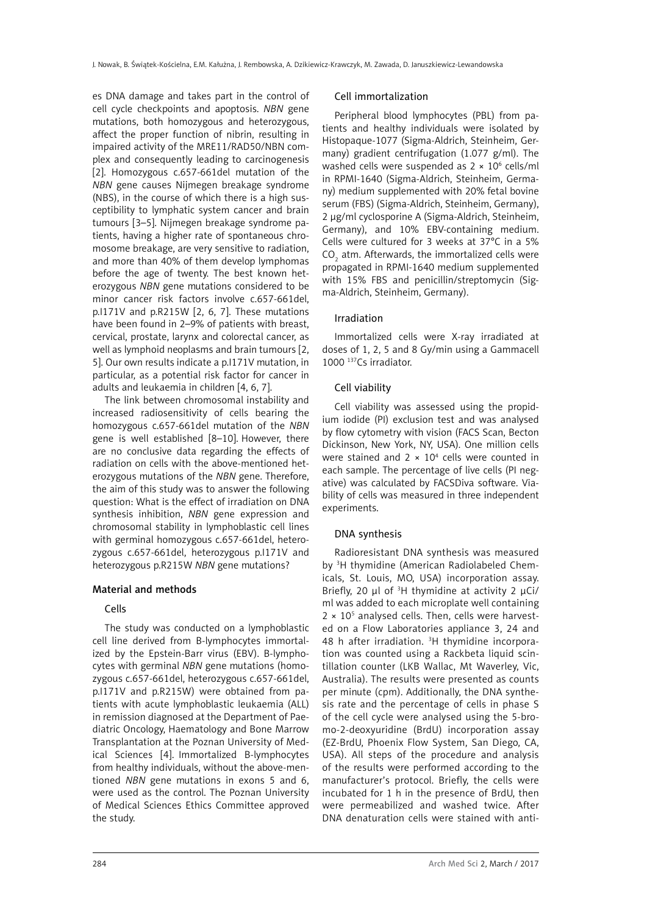es DNA damage and takes part in the control of cell cycle checkpoints and apoptosis. *NBN* gene mutations, both homozygous and heterozygous, affect the proper function of nibrin, resulting in impaired activity of the MRE11/RAD50/NBN complex and consequently leading to carcinogenesis [2]. Homozygous c.657-661del mutation of the *NBN* gene causes Nijmegen breakage syndrome (NBS), in the course of which there is a high susceptibility to lymphatic system cancer and brain tumours [3–5]. Nijmegen breakage syndrome patients, having a higher rate of spontaneous chromosome breakage, are very sensitive to radiation, and more than 40% of them develop lymphomas before the age of twenty. The best known heterozygous *NBN* gene mutations considered to be minor cancer risk factors involve c.657-661del, p.I171V and p.R215W [2, 6, 7]. These mutations have been found in 2–9% of patients with breast, cervical, prostate, larynx and colorectal cancer, as well as lymphoid neoplasms and brain tumours [2, 5]. Our own results indicate a p.I171V mutation, in particular, as a potential risk factor for cancer in adults and leukaemia in children [4, 6, 7].

The link between chromosomal instability and increased radiosensitivity of cells bearing the homozygous c.657-661del mutation of the *NBN* gene is well established [8–10]. However, there are no conclusive data regarding the effects of radiation on cells with the above-mentioned heterozygous mutations of the *NBN* gene. Therefore, the aim of this study was to answer the following question: What is the effect of irradiation on DNA synthesis inhibition, *NBN* gene expression and chromosomal stability in lymphoblastic cell lines with germinal homozygous c.657-661del, heterozygous c.657-661del, heterozygous p.I171V and heterozygous p.R215W *NBN* gene mutations?

## Material and methods

### Cells

The study was conducted on a lymphoblastic cell line derived from B-lymphocytes immortalized by the Epstein-Barr virus (EBV). B-lymphocytes with germinal *NBN* gene mutations (homozygous c.657-661del, heterozygous c.657-661del, p.I171V and p.R215W) were obtained from patients with acute lymphoblastic leukaemia (ALL) in remission diagnosed at the Department of Paediatric Oncology, Haematology and Bone Marrow Transplantation at the Poznan University of Medical Sciences [4]. Immortalized B-lymphocytes from healthy individuals, without the above-mentioned *NBN* gene mutations in exons 5 and 6, were used as the control. The Poznan University of Medical Sciences Ethics Committee approved the study.

### Cell immortalization

Peripheral blood lymphocytes (PBL) from patients and healthy individuals were isolated by Histopaque-1077 (Sigma-Aldrich, Steinheim, Germany) gradient centrifugation (1.077 g/ml). The washed cells were suspended as $2 \times 10^6$ cells/ml in RPMI-1640 (Sigma-Aldrich, Steinheim, Germany) medium supplemented with 20% fetal bovine serum (FBS) (Sigma-Aldrich, Steinheim, Germany), 2 µg/ml cyclosporine A (Sigma-Aldrich, Steinheim, Germany), and 10% EBV-containing medium. Cells were cultured for 3 weeks at 37°C in a 5% $CO_2$ atm. Afterwards, the immortalized cells were propagated in RPMI-1640 medium supplemented with 15% FBS and penicillin/streptomycin (Sigma-Aldrich, Steinheim, Germany).

### Irradiation

Immortalized cells were X-ray irradiated at doses of 1, 2, 5 and 8 Gy/min using a Gammacell 1000 $^{137}$Cs irradiator.

### Cell viability

Cell viability was assessed using the propidium iodide (PI) exclusion test and was analysed by flow cytometry with vision (FACS Scan, Becton Dickinson, New York, NY, USA). One million cells were stained and $2 \times 10^4$ cells were counted in each sample. The percentage of live cells (PI negative) was calculated by FACSDiva software. Viability of cells was measured in three independent experiments.

### DNA synthesis

Radioresistant DNA synthesis was measured by $^3$H thymidine (American Radiolabeled Chemicals, St. Louis, MO, USA) incorporation assay. Briefly, 20 µl of $^3$H thymidine at activity 2 µCi/ml was added to each microplate well containing $2 \times 10^5$ analysed cells. Then, cells were harvested on a Flow Laboratories appliance 3, 24 and 48 h after irradiation. $^3$H thymidine incorporation was counted using a Rackbeta liquid scintillation counter (LKB Wallac, Mt Waverley, Vic, Australia). The results were presented as counts per minute (cpm). Additionally, the DNA synthesis rate and the percentage of cells in phase S of the cell cycle were analysed using the 5-bromo-2-deoxyuridine (BrdU) incorporation assay (EZ-BrdU, Phoenix Flow System, San Diego, CA, USA). All steps of the procedure and analysis of the results were performed according to the manufacturer's protocol. Briefly, the cells were incubated for 1 h in the presence of BrdU, then were permeabilized and washed twice. After DNA denaturation cells were stained with anti-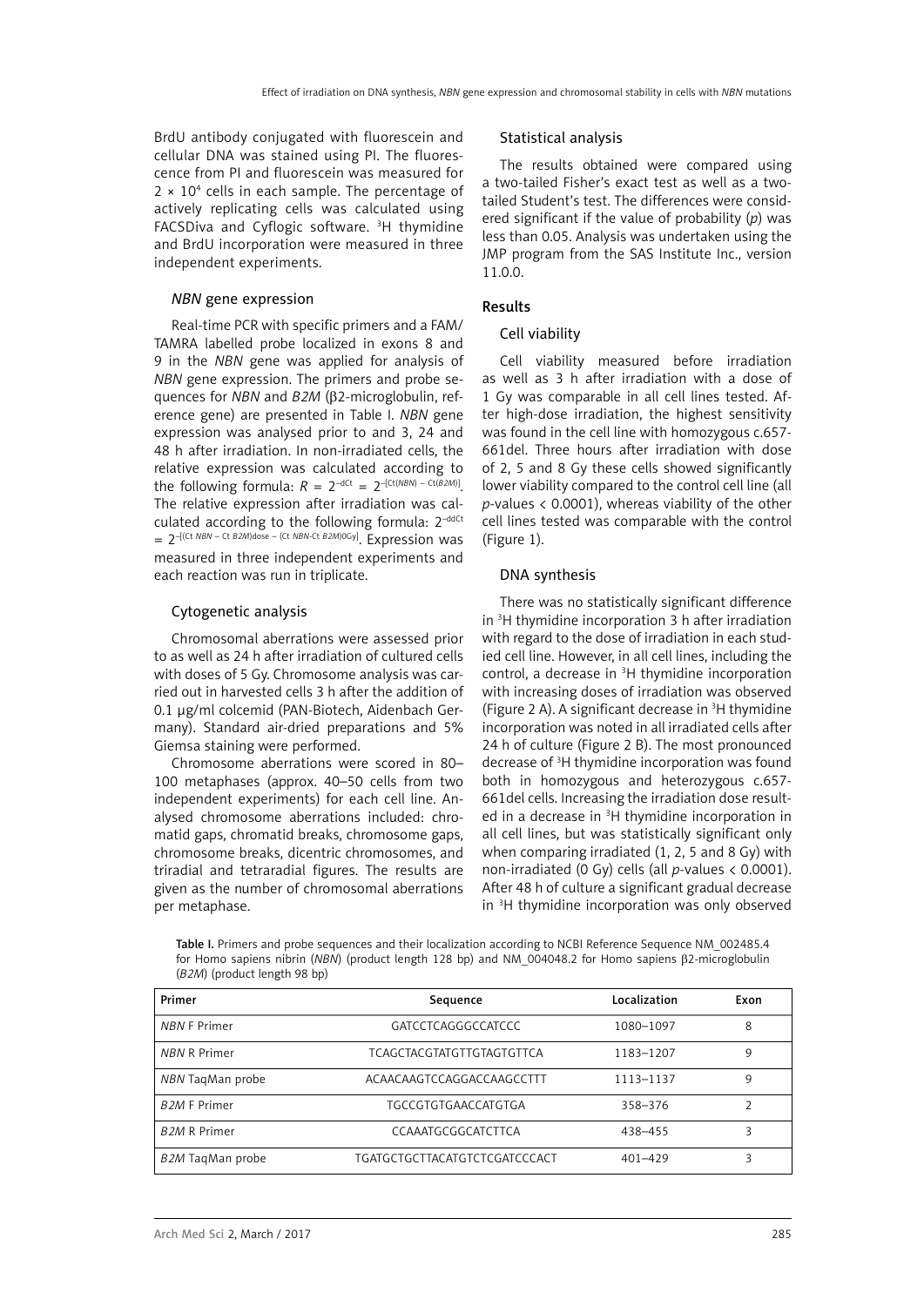BrdU antibody conjugated with fluorescein and cellular DNA was stained using PI. The fluorescence from PI and fluorescein was measured for $2 \times 10^4$ cells in each sample. The percentage of actively replicating cells was calculated using FACSDiva and Cyflogic software. $^3$H thymidine and BrdU incorporation were measured in three independent experiments.

### *NBN* gene expression

Real-time PCR with specific primers and a FAM/TAMRA labelled probe localized in exons 8 and 9 in the *NBN* gene was applied for analysis of *NBN* gene expression. The primers and probe sequences for *NBN* and *B2M* (β2-microglobulin, reference gene) are presented in Table I. *NBN* gene expression was analysed prior to and 3, 24 and 48 h after irradiation. In non-irradiated cells, the relative expression was calculated according to the following formula: $R = 2^{-dCt} = 2^{-[Ct(NBN) - Ct(B2M)]}$. The relative expression after irradiation was calculated according to the following formula: $2^{-ddCt} = 2^{-[(Ct\ NBN - Ct\ B2M)dose - (Ct\ NBN\text{-}Ct\ B2M)0Gy]}$. Expression was measured in three independent experiments and each reaction was run in triplicate.

### Cytogenetic analysis

Chromosomal aberrations were assessed prior to as well as 24 h after irradiation of cultured cells with doses of 5 Gy. Chromosome analysis was carried out in harvested cells 3 h after the addition of 0.1 µg/ml colcemid (PAN-Biotech, Aidenbach Germany). Standard air-dried preparations and 5% Giemsa staining were performed.

Chromosome aberrations were scored in 80–100 metaphases (approx. 40–50 cells from two independent experiments) for each cell line. Analysed chromosome aberrations included: chromatid gaps, chromatid breaks, chromosome gaps, chromosome breaks, dicentric chromosomes, and triradial and tetraradial figures. The results are given as the number of chromosomal aberrations per metaphase.

### Statistical analysis

The results obtained were compared using a two-tailed Fisher's exact test as well as a two-tailed Student's test. The differences were considered significant if the value of probability (*p*) was less than 0.05. Analysis was undertaken using the JMP program from the SAS Institute Inc., version 11.0.0.

## Results

### Cell viability

Cell viability measured before irradiation as well as 3 h after irradiation with a dose of 1 Gy was comparable in all cell lines tested. After high-dose irradiation, the highest sensitivity was found in the cell line with homozygous c.657-661del. Three hours after irradiation with dose of 2, 5 and 8 Gy these cells showed significantly lower viability compared to the control cell line (all *p*-values < 0.0001), whereas viability of the other cell lines tested was comparable with the control (Figure 1).

### DNA synthesis

There was no statistically significant difference in $^3$H thymidine incorporation 3 h after irradiation with regard to the dose of irradiation in each studied cell line. However, in all cell lines, including the control, a decrease in $^3$H thymidine incorporation with increasing doses of irradiation was observed (Figure 2 A). A significant decrease in $^3$H thymidine incorporation was noted in all irradiated cells after 24 h of culture (Figure 2 B). The most pronounced decrease of $^3$H thymidine incorporation was found both in homozygous and heterozygous c.657-661del cells. Increasing the irradiation dose resulted in a decrease in $^3$H thymidine incorporation in all cell lines, but was statistically significant only when comparing irradiated (1, 2, 5 and 8 Gy) with non-irradiated (0 Gy) cells (all *p*-values < 0.0001). After 48 h of culture a significant gradual decrease in $^3$H thymidine incorporation was only observed

**Table I.** Primers and probe sequences and their localization according to NCBI Reference Sequence NM_002485.4 for Homo sapiens nibrin (*NBN*) (product length 128 bp) and NM_004048.2 for Homo sapiens β2-microglobulin (*B2M*) (product length 98 bp)

| Primer | Sequence | Localization | Exon |
|---|---|---|---|
| *NBN* F Primer | GATCCTCAGGGCCATCCC | 1080–1097 | 8 |
| *NBN* R Primer | TCAGCTACGTATGTTGTAGTGTTCA | 1183–1207 | 9 |
| *NBN* TaqMan probe | ACAACAAGTCCAGGACCAAGCCTTT | 1113–1137 | 9 |
| *B2M* F Primer | TGCCGTGTGAACCATGTGA | 358–376 | 2 |
| *B2M* R Primer | CCAAATGCGGCATCTTCA | 438–455 | 3 |
| *B2M* TaqMan probe | TGATGCTGCTTACATGTCTCGATCCCACT | 401–429 | 3 |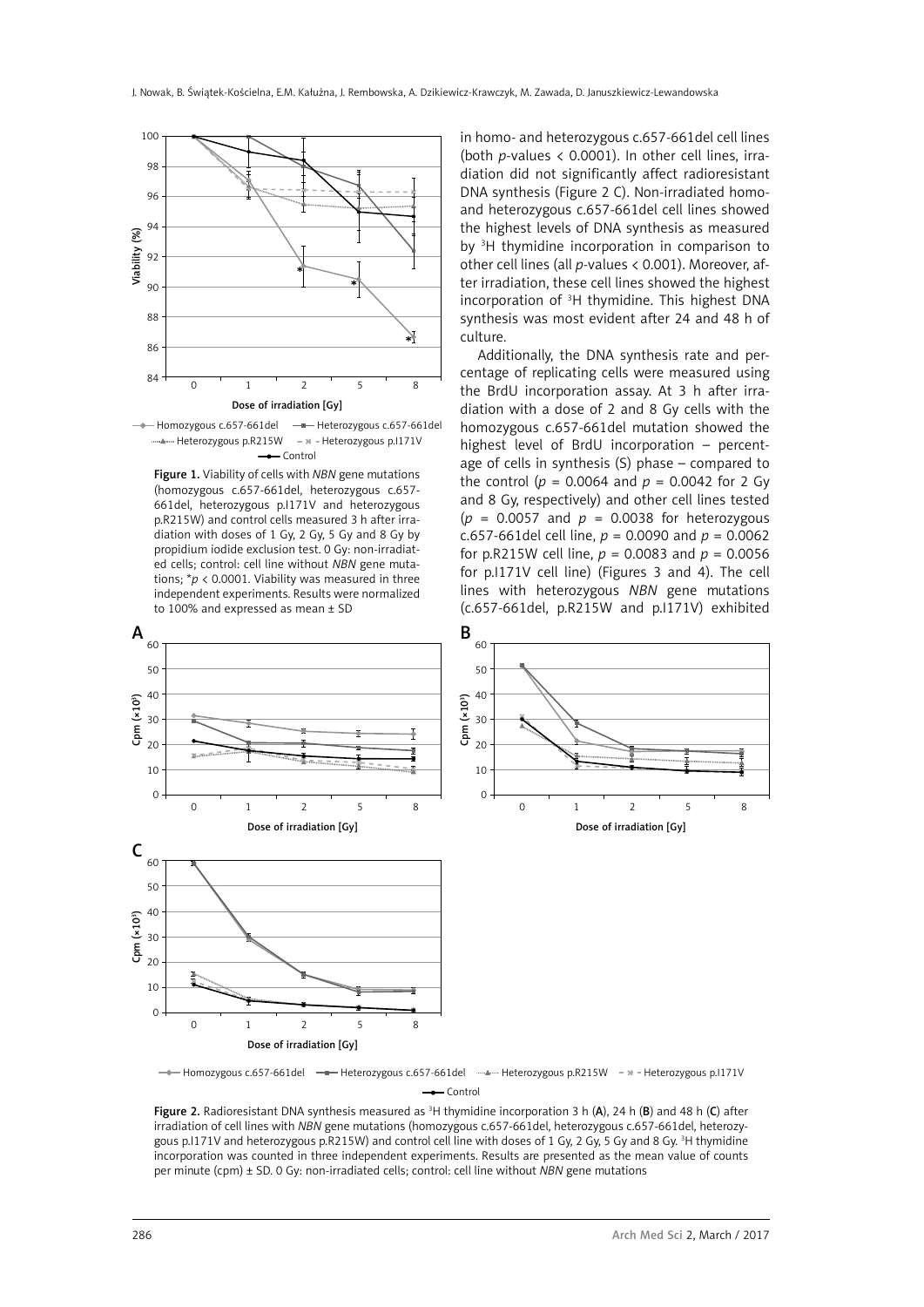Figure 1. Viability of cells with *NBN* gene mutations (homozygous c.657-661del, heterozygous c.657-661del, heterozygous p.I171V and heterozygous p.R215W) and control cells measured 3 h after irradiation with doses of 1 Gy, 2 Gy, 5 Gy and 8 Gy by propidium iodide exclusion test. 0 Gy: non-irradiated cells; control: cell line without *NBN* gene mutations; *$p < 0.0001$. Viability was measured in three independent experiments. Results were normalized to 100% and expressed as mean ± SD

in homo- and heterozygous c.657-661del cell lines (both *p*-values < 0.0001). In other cell lines, irradiation did not significantly affect radioresistant DNA synthesis (Figure 2 C). Non-irradiated homo- and heterozygous c.657-661del cell lines showed the highest levels of DNA synthesis as measured by $^{3}$H thymidine incorporation in comparison to other cell lines (all *p*-values < 0.001). Moreover, after irradiation, these cell lines showed the highest incorporation of $^{3}$H thymidine. This highest DNA synthesis was most evident after 24 and 48 h of culture.

Additionally, the DNA synthesis rate and percentage of replicating cells were measured using the BrdU incorporation assay. At 3 h after irradiation with a dose of 2 and 8 Gy cells with the homozygous c.657-661del mutation showed the highest level of BrdU incorporation – percentage of cells in synthesis (S) phase – compared to the control ($p = 0.0064$ and $p = 0.0042$ for 2 Gy and 8 Gy, respectively) and other cell lines tested ($p = 0.0057$ and $p = 0.0038$ for heterozygous c.657-661del cell line, $p = 0.0090$ and $p = 0.0062$ for p.R215W cell line, $p = 0.0083$ and $p = 0.0056$ for p.I171V cell line) (Figures 3 and 4). The cell lines with heterozygous *NBN* gene mutations (c.657-661del, p.R215W and p.I171V) exhibited

Figure 2. Radioresistant DNA synthesis measured as $^{3}$H thymidine incorporation 3 h (**A**), 24 h (**B**) and 48 h (**C**) after irradiation of cell lines with *NBN* gene mutations (homozygous c.657-661del, heterozygous c.657-661del, heterozygous p.I171V and heterozygous p.R215W) and control cell line with doses of 1 Gy, 2 Gy, 5 Gy and 8 Gy. $^{3}$H thymidine incorporation was counted in three independent experiments. Results are presented as the mean value of counts per minute (cpm) ± SD. 0 Gy: non-irradiated cells; control: cell line without *NBN* gene mutations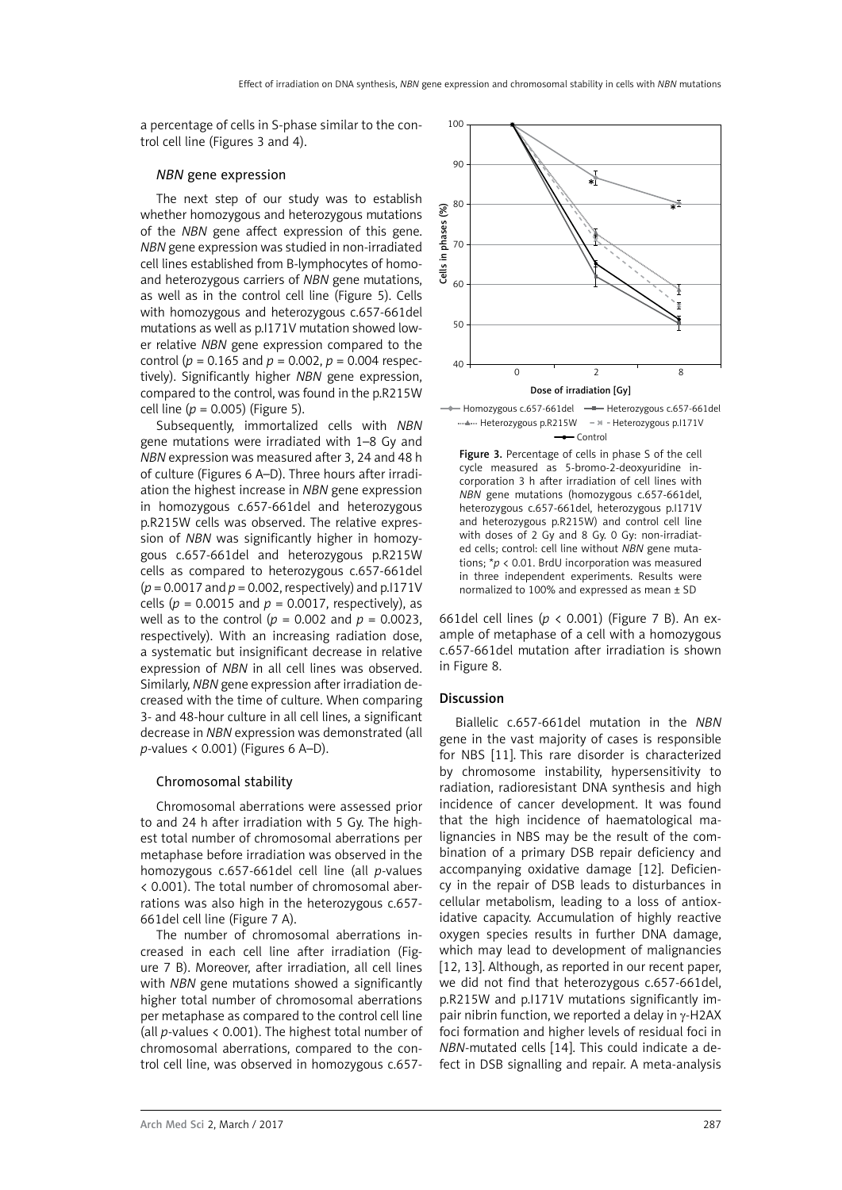a percentage of cells in S-phase similar to the control cell line (Figures 3 and 4).

### *NBN* gene expression

The next step of our study was to establish whether homozygous and heterozygous mutations of the *NBN* gene affect expression of this gene. *NBN* gene expression was studied in non-irradiated cell lines established from B-lymphocytes of homo- and heterozygous carriers of *NBN* gene mutations, as well as in the control cell line (Figure 5). Cells with homozygous and heterozygous c.657-661del mutations as well as p.I171V mutation showed lower relative *NBN* gene expression compared to the control ($p = 0.165$ and $p = 0.002$, $p = 0.004$ respectively). Significantly higher *NBN* gene expression, compared to the control, was found in the p.R215W cell line ($p = 0.005$) (Figure 5).

Subsequently, immortalized cells with *NBN* gene mutations were irradiated with 1–8 Gy and *NBN* expression was measured after 3, 24 and 48 h of culture (Figures 6 A–D). Three hours after irradiation the highest increase in *NBN* gene expression in homozygous c.657-661del and heterozygous p.R215W cells was observed. The relative expression of *NBN* was significantly higher in homozygous c.657-661del and heterozygous p.R215W cells as compared to heterozygous c.657-661del ($p = 0.0017$ and $p = 0.002$, respectively) and p.I171V cells ($p = 0.0015$ and $p = 0.0017$, respectively), as well as to the control ($p = 0.002$ and $p = 0.0023$, respectively). With an increasing radiation dose, a systematic but insignificant decrease in relative expression of *NBN* in all cell lines was observed. Similarly, *NBN* gene expression after irradiation decreased with the time of culture. When comparing 3- and 48-hour culture in all cell lines, a significant decrease in *NBN* expression was demonstrated (all *p*-values < 0.001) (Figures 6 A–D).

### Chromosomal stability

Chromosomal aberrations were assessed prior to and 24 h after irradiation with 5 Gy. The highest total number of chromosomal aberrations per metaphase before irradiation was observed in the homozygous c.657-661del cell line (all *p*-values < 0.001). The total number of chromosomal aberrations was also high in the heterozygous c.657-661del cell line (Figure 7 A).

The number of chromosomal aberrations increased in each cell line after irradiation (Figure 7 B). Moreover, after irradiation, all cell lines with *NBN* gene mutations showed a significantly higher total number of chromosomal aberrations per metaphase as compared to the control cell line (all *p*-values < 0.001). The highest total number of chromosomal aberrations, compared to the control cell line, was observed in homozygous c.657-661del cell lines ($p < 0.001$) (Figure 7 B). An example of metaphase of a cell with a homozygous c.657-661del mutation after irradiation is shown in Figure 8.

Figure 3. Percentage of cells in phase S of the cell cycle measured as 5-bromo-2-deoxyuridine incorporation 3 h after irradiation of cell lines with *NBN* gene mutations (homozygous c.657-661del, heterozygous c.657-661del, heterozygous p.I171V and heterozygous p.R215W) and control cell line with doses of 2 Gy and 8 Gy. 0 Gy: non-irradiated cells; control: cell line without *NBN* gene mutations; *$p < 0.01$. BrdU incorporation was measured in three independent experiments. Results were normalized to 100% and expressed as mean ± SD

## Discussion

Biallelic c.657-661del mutation in the *NBN* gene in the vast majority of cases is responsible for NBS [11]. This rare disorder is characterized by chromosome instability, hypersensitivity to radiation, radioresistant DNA synthesis and high incidence of cancer development. It was found that the high incidence of haematological malignancies in NBS may be the result of the combination of a primary DSB repair deficiency and accompanying oxidative damage [12]. Deficiency in the repair of DSB leads to disturbances in cellular metabolism, leading to a loss of antioxidative capacity. Accumulation of highly reactive oxygen species results in further DNA damage, which may lead to development of malignancies [12, 13]. Although, as reported in our recent paper, we did not find that heterozygous c.657-661del, p.R215W and p.I171V mutations significantly impair nibrin function, we reported a delay in γ-H2AX foci formation and higher levels of residual foci in *NBN*-mutated cells [14]. This could indicate a defect in DSB signalling and repair. A meta-analysis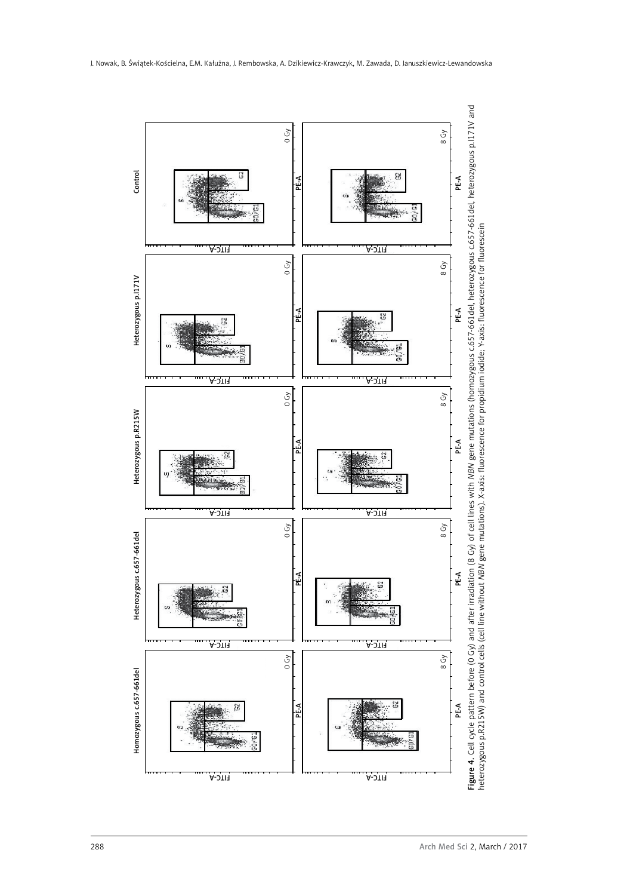**Figure 4.** Cell cycle pattern before (0 Gy) and after irradiation (8 Gy) of cell lines with *NBN* gene mutations (homozygous c.657-661del, heterozygous c.657-661del, heterozygous p.I171V and heterozygous p.R215W) and control cells (cell line without *NBN* gene mutations). X-axis: fluorescence for propidium iodide; Y-axis: fluorescence for fluorescein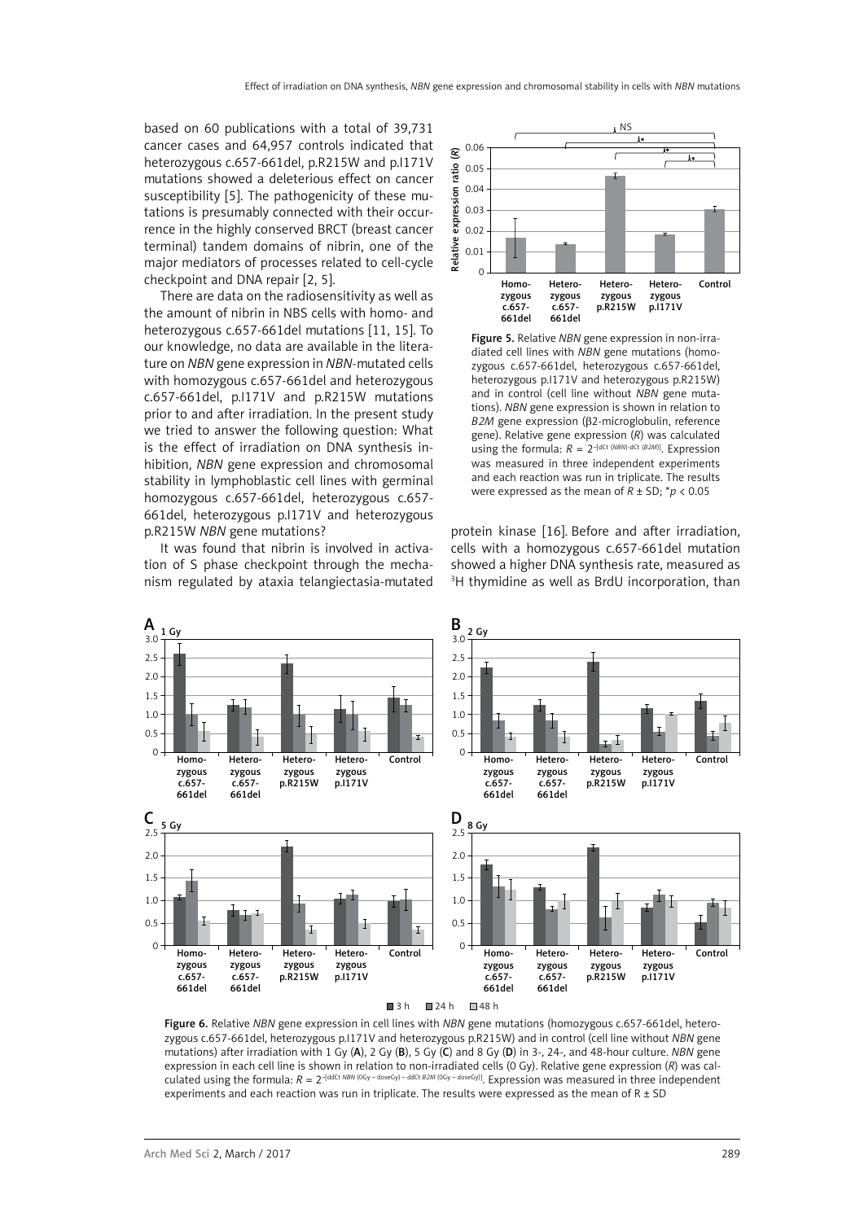based on 60 publications with a total of 39,731 cancer cases and 64,957 controls indicated that heterozygous c.657-661del, p.R215W and p.I171V mutations showed a deleterious effect on cancer susceptibility [2, 5]. The pathogenicity of these mutations is presumably connected with their occurrence in the highly conserved BRCT (breast cancer terminal) tandem domains of nibrin, one of the major mediators of processes related to cell-cycle checkpoint and DNA repair [2, 5].

There are data on the radiosensitivity as well as the amount of nibrin in NBS cells with homo- and heterozygous c.657-661del mutations [11, 15]. To our knowledge, no data are available in the literature on *NBN* gene expression in *NBN*-mutated cells with homozygous c.657-661del and heterozygous c.657-661del, p.I171V and p.R215W mutations prior to and after irradiation. In the present study we tried to answer the following question: What is the effect of irradiation on DNA synthesis inhibition, *NBN* gene expression and chromosomal stability in lymphoblastic cell lines with germinal homozygous c.657-661del, heterozygous c.657-661del, heterozygous p.I171V and heterozygous p.R215W *NBN* gene mutations?

It was found that nibrin is involved in activation of S phase checkpoint through the mechanism regulated by ataxia telangiectasia-mutated protein kinase [16]. Before and after irradiation, cells with a homozygous c.657-661del mutation showed a higher DNA synthesis rate, measured as $^{3}$H thymidine as well as BrdU incorporation, than

**Figure 5.** Relative *NBN* gene expression in non-irradiated cell lines with *NBN* gene mutations (homozygous c.657-661del, heterozygous c.657-661del, heterozygous p.I171V and heterozygous p.R215W) and in control (cell line without *NBN* gene mutations). *NBN* gene expression is shown in relation to *B2M* gene expression (β2-microglobulin, reference gene). Relative gene expression (*R*) was calculated using the formula: $R = 2^{-[dCt\ (NBN) - dCt\ (B2M)]}$. Expression was measured in three independent experiments and each reaction was run in triplicate. The results were expressed as the mean of *R* ± SD; \*$p < 0.05$

**Figure 6.** Relative *NBN* gene expression in cell lines with *NBN* gene mutations (homozygous c.657-661del, heterozygous c.657-661del, heterozygous p.I171V and heterozygous p.R215W) and in control (cell line without *NBN* gene mutations) after irradiation with 1 Gy (**A**), 2 Gy (**B**), 5 Gy (**C**) and 8 Gy (**D**) in 3-, 24-, and 48-hour culture. *NBN* gene expression in each cell line is shown in relation to non-irradiated cells (0 Gy). Relative gene expression (*R*) was calculated using the formula: $R = 2^{-[ddCt\ NBN\ (0Gy - doseGy) - ddCt\ B2M\ (0Gy - doseGy)]}$. Expression was measured in three independent experiments and each reaction was run in triplicate. The results were expressed as the mean of R ± SD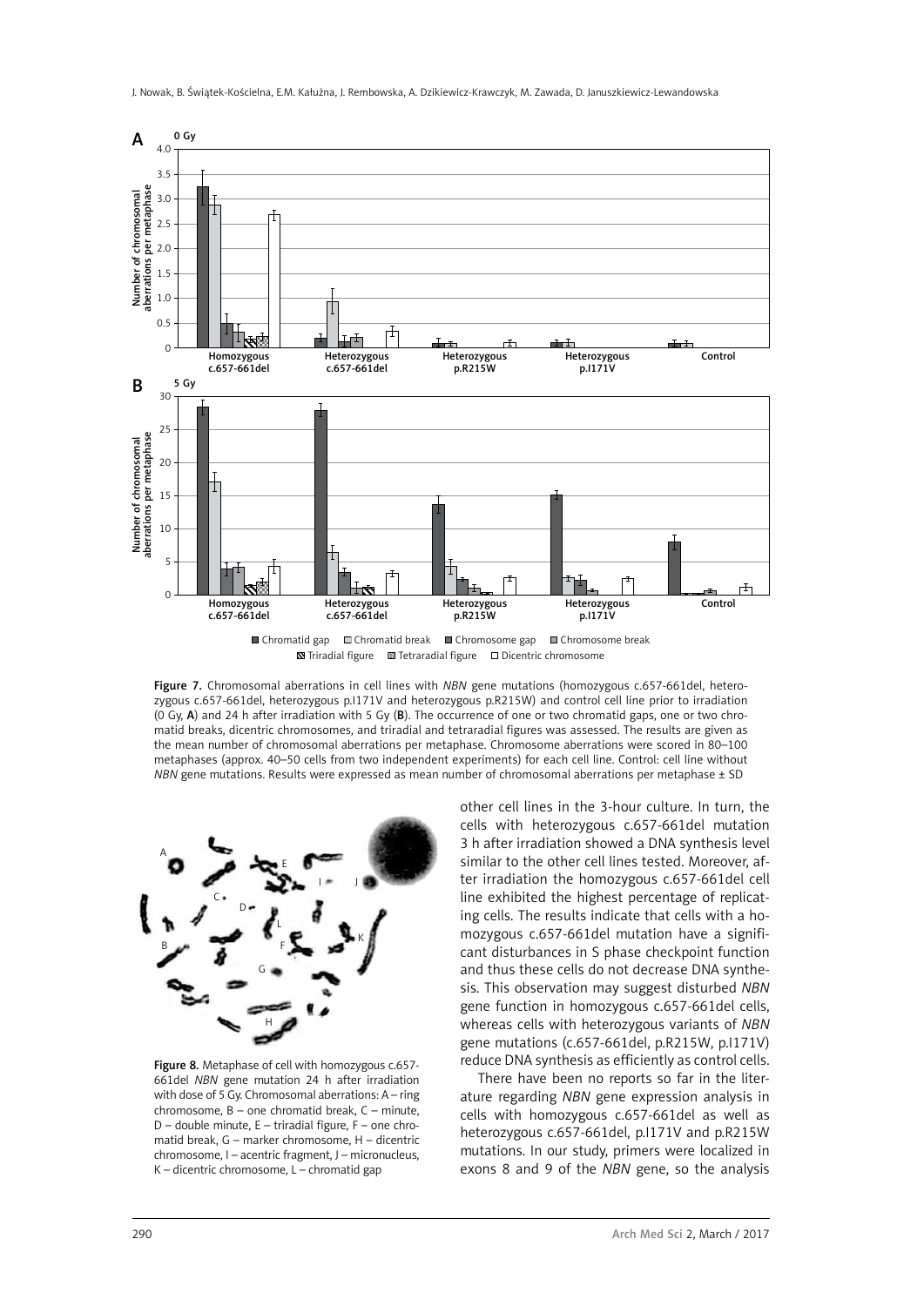Figure 7. Chromosomal aberrations in cell lines with *NBN* gene mutations (homozygous c.657-661del, heterozygous c.657-661del, heterozygous p.I171V and heterozygous p.R215W) and control cell line prior to irradiation (0 Gy, **A**) and 24 h after irradiation with 5 Gy (**B**). The occurrence of one or two chromatid gaps, one or two chromatid breaks, dicentric chromosomes, and triradial and tetraradial figures was assessed. The results are given as the mean number of chromosomal aberrations per metaphase. Chromosome aberrations were scored in 80–100 metaphases (approx. 40–50 cells from two independent experiments) for each cell line. Control: cell line without *NBN* gene mutations. Results were expressed as mean number of chromosomal aberrations per metaphase ± SD

Figure 8. Metaphase of cell with homozygous c.657-661del *NBN* gene mutation 24 h after irradiation with dose of 5 Gy. Chromosomal aberrations: A – ring chromosome, B – one chromatid break, C – minute, D – double minute, E – triradial figure, F – one chromatid break, G – marker chromosome, H – dicentric chromosome, I – acentric fragment, J – micronucleus, K – dicentric chromosome, L – chromatid gap

other cell lines in the 3-hour culture. In turn, the cells with heterozygous c.657-661del mutation 3 h after irradiation showed a DNA synthesis level similar to the other cell lines tested. Moreover, after irradiation the homozygous c.657-661del cell line exhibited the highest percentage of replicating cells. The results indicate that cells with a homozygous c.657-661del mutation have a significant disturbances in S phase checkpoint function and thus these cells do not decrease DNA synthesis. This observation may suggest disturbed *NBN* gene function in homozygous c.657-661del cells, whereas cells with heterozygous variants of *NBN* gene mutations (c.657-661del, p.R215W, p.I171V) reduce DNA synthesis as efficiently as control cells.

There have been no reports so far in the literature regarding *NBN* gene expression analysis in cells with homozygous c.657-661del as well as heterozygous c.657-661del, p.I171V and p.R215W mutations. In our study, primers were localized in exons 8 and 9 of the *NBN* gene, so the analysis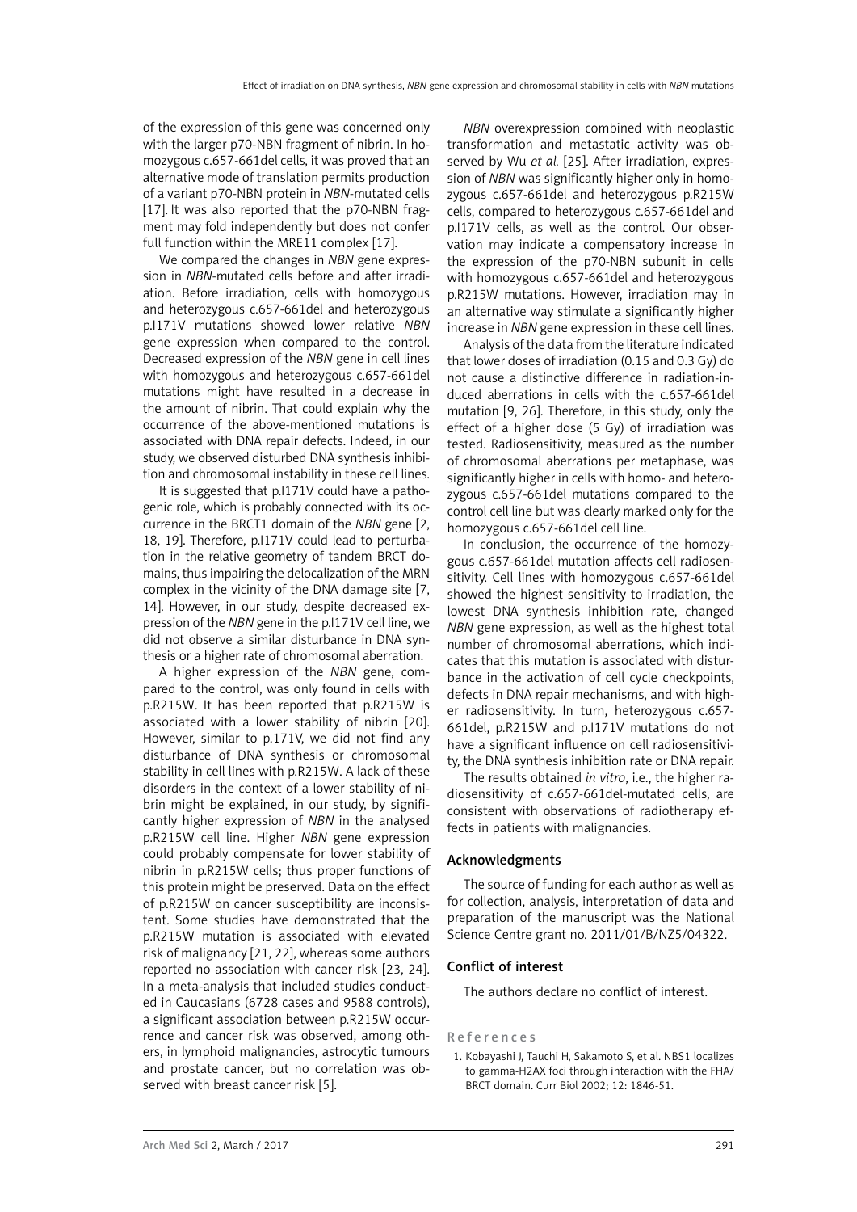of the expression of this gene was concerned only with the larger p70-NBN fragment of nibrin. In homozygous c.657-661del cells, it was proved that an alternative mode of translation permits production of a variant p70-NBN protein in *NBN*-mutated cells [17]. It was also reported that the p70-NBN fragment may fold independently but does not confer full function within the MRE11 complex [17].

We compared the changes in *NBN* gene expression in *NBN*-mutated cells before and after irradiation. Before irradiation, cells with homozygous and heterozygous c.657-661del and heterozygous p.I171V mutations showed lower relative *NBN* gene expression when compared to the control. Decreased expression of the *NBN* gene in cell lines with homozygous and heterozygous c.657-661del mutations might have resulted in a decrease in the amount of nibrin. That could explain why the occurrence of the above-mentioned mutations is associated with DNA repair defects. Indeed, in our study, we observed disturbed DNA synthesis inhibition and chromosomal instability in these cell lines.

It is suggested that p.I171V could have a pathogenic role, which is probably connected with its occurrence in the BRCT1 domain of the *NBN* gene [2, 18, 19]. Therefore, p.I171V could lead to perturbation in the relative geometry of tandem BRCT domains, thus impairing the delocalization of the MRN complex in the vicinity of the DNA damage site [7, 14]. However, in our study, despite decreased expression of the *NBN* gene in the p.I171V cell line, we did not observe a similar disturbance in DNA synthesis or a higher rate of chromosomal aberration.

A higher expression of the *NBN* gene, compared to the control, was only found in cells with p.R215W. It has been reported that p.R215W is associated with a lower stability of nibrin [20]. However, similar to p.171V, we did not find any disturbance of DNA synthesis or chromosomal stability in cell lines with p.R215W. A lack of these disorders in the context of a lower stability of nibrin might be explained, in our study, by significantly higher expression of *NBN* in the analysed p.R215W cell line. Higher *NBN* gene expression could probably compensate for lower stability of nibrin in p.R215W cells; thus proper functions of this protein might be preserved. Data on the effect of p.R215W on cancer susceptibility are inconsistent. Some studies have demonstrated that the p.R215W mutation is associated with elevated risk of malignancy [21, 22], whereas some authors reported no association with cancer risk [23, 24]. In a meta-analysis that included studies conducted in Caucasians (6728 cases and 9588 controls), a significant association between p.R215W occurrence and cancer risk was observed, among others, in lymphoid malignancies, astrocytic tumours and prostate cancer, but no correlation was observed with breast cancer risk [5].

*NBN* overexpression combined with neoplastic transformation and metastatic activity was observed by Wu *et al.* [25]. After irradiation, expression of *NBN* was significantly higher only in homozygous c.657-661del and heterozygous p.R215W cells, compared to heterozygous c.657-661del and p.I171V cells, as well as the control. Our observation may indicate a compensatory increase in the expression of the p70-NBN subunit in cells with homozygous c.657-661del and heterozygous p.R215W mutations. However, irradiation may in an alternative way stimulate a significantly higher increase in *NBN* gene expression in these cell lines.

Analysis of the data from the literature indicated that lower doses of irradiation (0.15 and 0.3 Gy) do not cause a distinctive difference in radiation-induced aberrations in cells with the c.657-661del mutation [9, 26]. Therefore, in this study, only the effect of a higher dose (5 Gy) of irradiation was tested. Radiosensitivity, measured as the number of chromosomal aberrations per metaphase, was significantly higher in cells with homo- and heterozygous c.657-661del mutations compared to the control cell line but was clearly marked only for the homozygous c.657-661del cell line.

In conclusion, the occurrence of the homozygous c.657-661del mutation affects cell radiosensitivity. Cell lines with homozygous c.657-661del showed the highest sensitivity to irradiation, the lowest DNA synthesis inhibition rate, changed *NBN* gene expression, as well as the highest total number of chromosomal aberrations, which indicates that this mutation is associated with disturbance in the activation of cell cycle checkpoints, defects in DNA repair mechanisms, and with higher radiosensitivity. In turn, heterozygous c.657-661del, p.R215W and p.I171V mutations do not have a significant influence on cell radiosensitivity, the DNA synthesis inhibition rate or DNA repair.

The results obtained *in vitro*, i.e., the higher radiosensitivity of c.657-661del-mutated cells, are consistent with observations of radiotherapy effects in patients with malignancies.

## Acknowledgments

The source of funding for each author as well as for collection, analysis, interpretation of data and preparation of the manuscript was the National Science Centre grant no. 2011/01/B/NZ5/04322.

## Conflict of interest

The authors declare no conflict of interest.

## References

1. Kobayashi J, Tauchi H, Sakamoto S, et al. NBS1 localizes to gamma-H2AX foci through interaction with the FHA/BRCT domain. Curr Biol 2002; 12: 1846-51.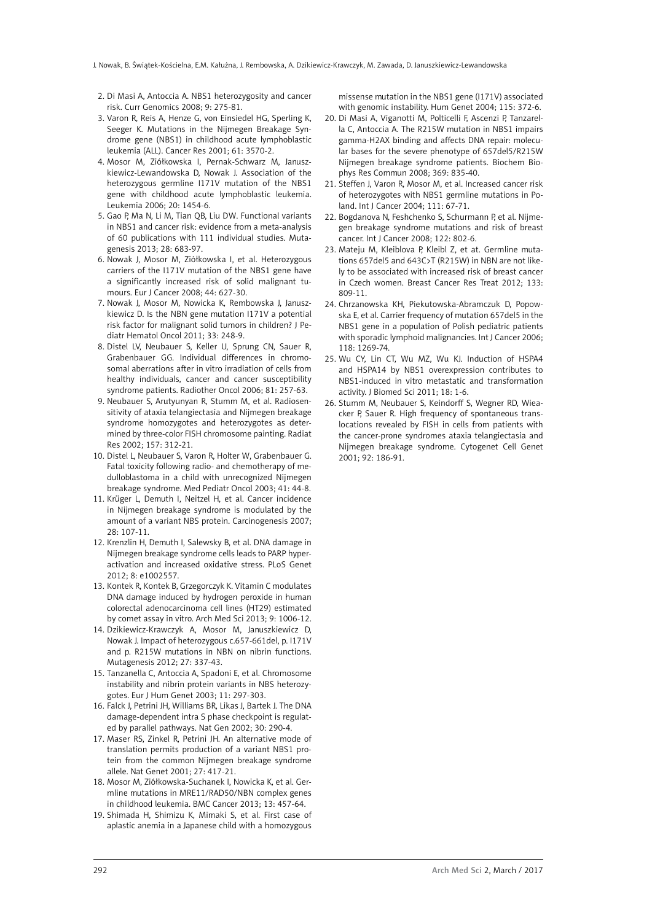2. Di Masi A, Antoccia A. NBS1 heterozygosity and cancer risk. Curr Genomics 2008; 9: 275-81.
3. Varon R, Reis A, Henze G, von Einsiedel HG, Sperling K, Seeger K. Mutations in the Nijmegen Breakage Syndrome gene (NBS1) in childhood acute lymphoblastic leukemia (ALL). Cancer Res 2001; 61: 3570-2.
4. Mosor M, Ziółkowska I, Pernak-Schwarz M, Januszkiewicz-Lewandowska D, Nowak J. Association of the heterozygous germline I171V mutation of the NBS1 gene with childhood acute lymphoblastic leukemia. Leukemia 2006; 20: 1454-6.
5. Gao P, Ma N, Li M, Tian QB, Liu DW. Functional variants in NBS1 and cancer risk: evidence from a meta-analysis of 60 publications with 111 individual studies. Mutagenesis 2013; 28: 683-97.
6. Nowak J, Mosor M, Ziółkowska I, et al. Heterozygous carriers of the I171V mutation of the NBS1 gene have a significantly increased risk of solid malignant tumours. Eur J Cancer 2008; 44: 627-30.
7. Nowak J, Mosor M, Nowicka K, Rembowska J, Januszkiewicz D. Is the NBN gene mutation I171V a potential risk factor for malignant solid tumors in children? J Pediatr Hematol Oncol 2011; 33: 248-9.
8. Distel LV, Neubauer S, Keller U, Sprung CN, Sauer R, Grabenbauer GG. Individual differences in chromosomal aberrations after in vitro irradiation of cells from healthy individuals, cancer and cancer susceptibility syndrome patients. Radiother Oncol 2006; 81: 257-63.
9. Neubauer S, Arutyunyan R, Stumm M, et al. Radiosensitivity of ataxia telangiectasia and Nijmegen breakage syndrome homozygotes and heterozygotes as determined by three-color FISH chromosome painting. Radiat Res 2002; 157: 312-21.
10. Distel L, Neubauer S, Varon R, Holter W, Grabenbauer G. Fatal toxicity following radio- and chemotherapy of medulloblastoma in a child with unrecognized Nijmegen breakage syndrome. Med Pediatr Oncol 2003; 41: 44-8.
11. Krüger L, Demuth I, Neitzel H, et al. Cancer incidence in Nijmegen breakage syndrome is modulated by the amount of a variant NBS protein. Carcinogenesis 2007; 28: 107-11.
12. Krenzlin H, Demuth I, Salewsky B, et al. DNA damage in Nijmegen breakage syndrome cells leads to PARP hyperactivation and increased oxidative stress. PLoS Genet 2012; 8: e1002557.
13. Kontek R, Kontek B, Grzegorczyk K. Vitamin C modulates DNA damage induced by hydrogen peroxide in human colorectal adenocarcinoma cell lines (HT29) estimated by comet assay in vitro. Arch Med Sci 2013; 9: 1006-12.
14. Dzikiewicz-Krawczyk A, Mosor M, Januszkiewicz D, Nowak J. Impact of heterozygous c.657-661del, p. I171V and p. R215W mutations in NBN on nibrin functions. Mutagenesis 2012; 27: 337-43.
15. Tanzanella C, Antoccia A, Spadoni E, et al. Chromosome instability and nibrin protein variants in NBS heterozygotes. Eur J Hum Genet 2003; 11: 297-303.
16. Falck J, Petrini JH, Williams BR, Likas J, Bartek J. The DNA damage-dependent intra S phase checkpoint is regulated by parallel pathways. Nat Gen 2002; 30: 290-4.
17. Maser RS, Zinkel R, Petrini JH. An alternative mode of translation permits production of a variant NBS1 protein from the common Nijmegen breakage syndrome allele. Nat Genet 2001; 27: 417-21.
18. Mosor M, Ziółkowska-Suchanek I, Nowicka K, et al. Germline mutations in MRE11/RAD50/NBN complex genes in childhood leukemia. BMC Cancer 2013; 13: 457-64.
19. Shimada H, Shimizu K, Mimaki S, et al. First case of aplastic anemia in a Japanese child with a homozygous missense mutation in the NBS1 gene (I171V) associated with genomic instability. Hum Genet 2004; 115: 372-6.
20. Di Masi A, Viganotti M, Polticelli F, Ascenzi P, Tanzarella C, Antoccia A. The R215W mutation in NBS1 impairs gamma-H2AX binding and affects DNA repair: molecular bases for the severe phenotype of 657del5/R215W Nijmegen breakage syndrome patients. Biochem Biophys Res Commun 2008; 369: 835-40.
21. Steffen J, Varon R, Mosor M, et al. Increased cancer risk of heterozygotes with NBS1 germline mutations in Poland. Int J Cancer 2004; 111: 67-71.
22. Bogdanova N, Feshchenko S, Schurmann P, et al. Nijmegen breakage syndrome mutations and risk of breast cancer. Int J Cancer 2008; 122: 802-6.
23. Mateju M, Kleiblova P, Kleibl Z, et at. Germline mutations 657del5 and 643C>T (R215W) in NBN are not likely to be associated with increased risk of breast cancer in Czech women. Breast Cancer Res Treat 2012; 133: 809-11.
24. Chrzanowska KH, Piekutowska-Abramczuk D, Popowska E, et al. Carrier frequency of mutation 657del5 in the NBS1 gene in a population of Polish pediatric patients with sporadic lymphoid malignancies. Int J Cancer 2006; 118: 1269-74.
25. Wu CY, Lin CT, Wu MZ, Wu KJ. Induction of HSPA4 and HSPA14 by NBS1 overexpression contributes to NBS1-induced in vitro metastatic and transformation activity. J Biomed Sci 2011; 18: 1-6.
26. Stumm M, Neubauer S, Keindorff S, Wegner RD, Wieacker P, Sauer R. High frequency of spontaneous translocations revealed by FISH in cells from patients with the cancer-prone syndromes ataxia telangiectasia and Nijmegen breakage syndrome. Cytogenet Cell Genet 2001; 92: 186-91.